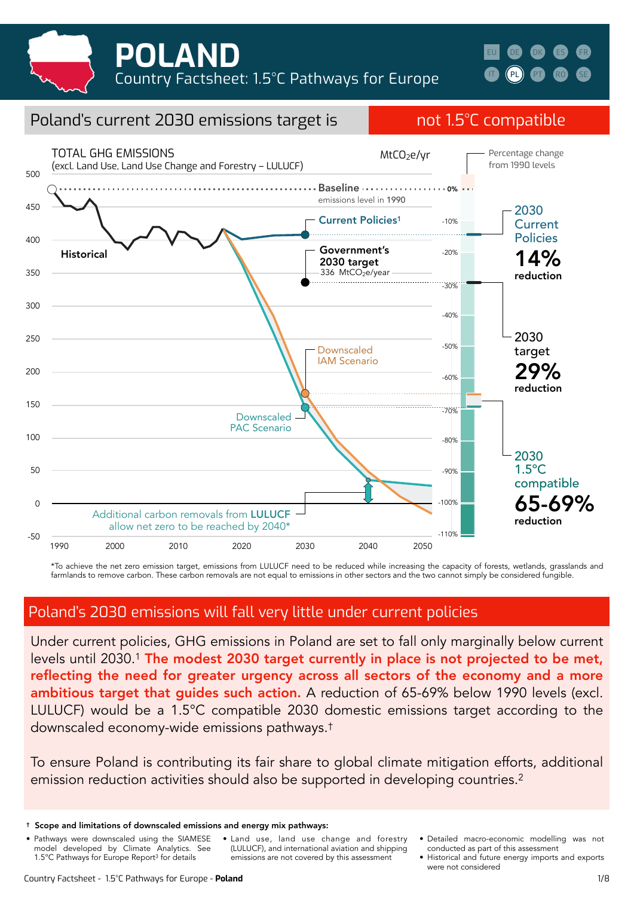# POLAND

Country Factsheet: 1.5°C Pathways for Europe

## Poland's current 2030 emissions target is not 1.5°C compatible

TOTAL GHG EMISSIONS
(excl. Land Use, Land Use Change and Forestry – LULUCF)

$MtCO_2e/yr$

Percentage change from 1990 levels

Baseline emissions level in 1990

Historical

Current Policies[1]

Government's 2030 target 336 $MtCO_2e/year$

Downscaled IAM Scenario

Downscaled PAC Scenario

Additional carbon removals from **LULUCF** allow net zero to be reached by 2040*

2030 Current Policies **14%** reduction

2030 target **29%** reduction

2030 1.5°C compatible **65-69%** reduction

*To achieve the net zero emission target, emissions from LULUCF need to be reduced while increasing the capacity of forests, wetlands, grasslands and farmlands to remove carbon. These carbon removals are not equal to emissions in other sectors and the two cannot simply be considered fungible.

## Poland's 2030 emissions will fall very little under current policies

Under current policies, GHG emissions in Poland are set to fall only marginally below current levels until 2030.[1] **The modest 2030 target currently in place is not projected to be met, reflecting the need for greater urgency across all sectors of the economy and a more ambitious target that guides such action.** A reduction of 65-69% below 1990 levels (excl. LULUCF) would be a 1.5°C compatible 2030 domestic emissions target according to the downscaled economy-wide emissions pathways.†

To ensure Poland is contributing its fair share to global climate mitigation efforts, additional emission reduction activities should also be supported in developing countries.[2]

† **Scope and limitations of downscaled emissions and energy mix pathways:**

- Pathways were downscaled using the SIAMESE model developed by Climate Analytics. See 1.5°C Pathways for Europe Report[3] for details
- Land use, land use change and forestry (LULUCF), and international aviation and shipping emissions are not covered by this assessment
- Detailed macro-economic modelling was not conducted as part of this assessment
- Historical and future energy imports and exports were not considered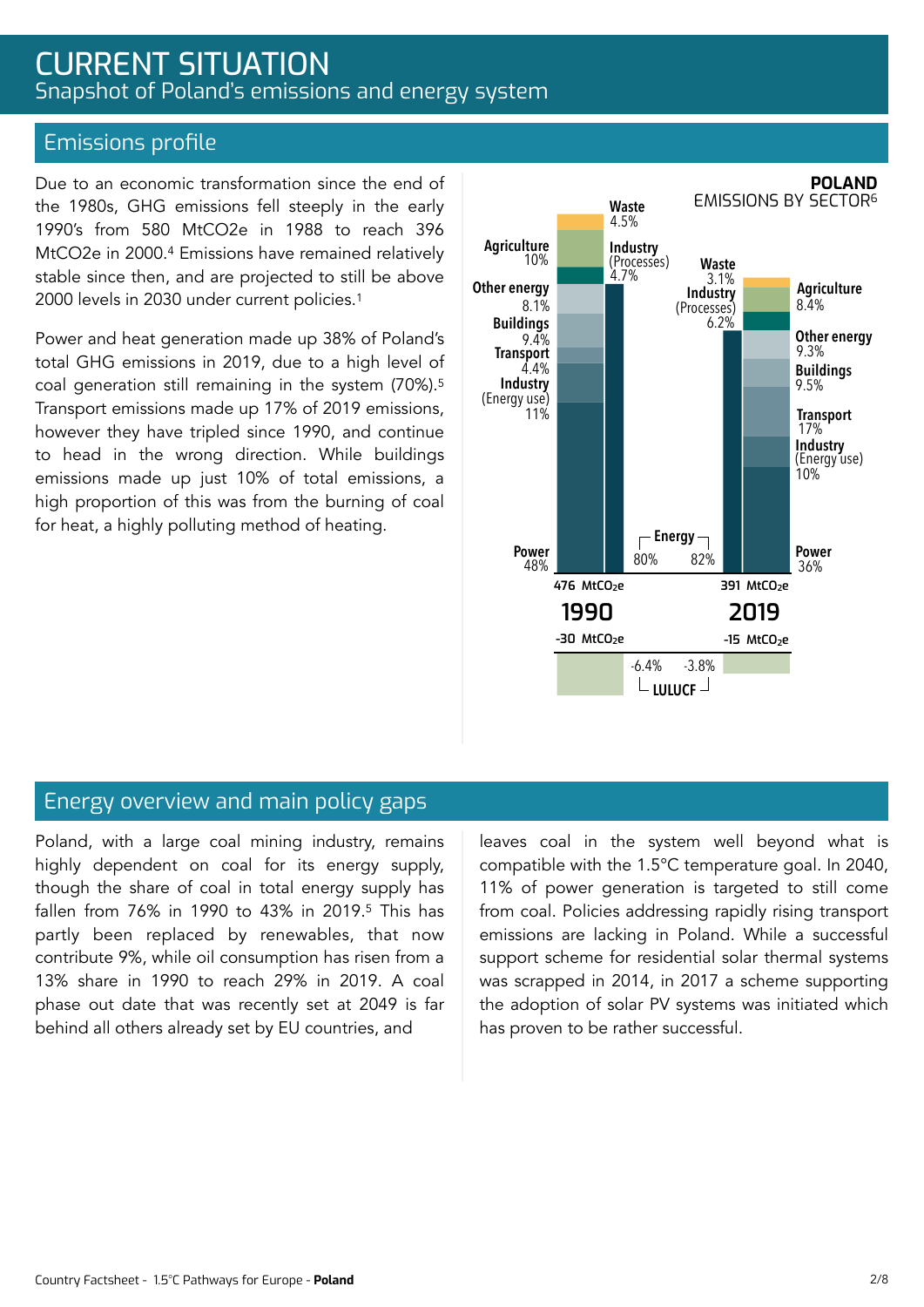# CURRENT SITUATION

Snapshot of Poland's emissions and energy system

## Emissions profile

Due to an economic transformation since the end of the 1980s, GHG emissions fell steeply in the early 1990's from 580 $MtCO_2e$ in 1988 to reach 396 $MtCO_2e$ in 2000.[4] Emissions have remained relatively stable since then, and are projected to still be above 2000 levels in 2030 under current policies.[1]

Power and heat generation made up 38% of Poland's total GHG emissions in 2019, due to a high level of coal generation still remaining in the system (70%).[5] Transport emissions made up 17% of 2019 emissions, however they have tripled since 1990, and continue to head in the wrong direction. While buildings emissions made up just 10% of total emissions, a high proportion of this was from the burning of coal for heat, a highly polluting method of heating.

**POLAND**
EMISSIONS BY SECTOR[6]

| Sector | 1990 | 2019 |
|---|---|---|
| Power | 48% | 36% |
| Industry (Energy use) | 11% | 10% |
| Transport | 4.4% | 17% |
| Buildings | 9.4% | 9.5% |
| Other energy | 8.1% | 9.3% |
| Energy (total) | 80% | 82% |
| Agriculture | 10% | 8.4% |
| Industry (Processes) | 4.7% | 6.2% |
| Waste | 4.5% | 3.1% |
| Total | 476 $MtCO_2e$ | 391 $MtCO_2e$ |
| LULUCF | -30 $MtCO_2e$ (-6.4%) | -15 $MtCO_2e$ (-3.8%) |

## Energy overview and main policy gaps

Poland, with a large coal mining industry, remains highly dependent on coal for its energy supply, though the share of coal in total energy supply has fallen from 76% in 1990 to 43% in 2019.[5] This has partly been replaced by renewables, that now contribute 9%, while oil consumption has risen from a 13% share in 1990 to reach 29% in 2019. A coal phase out date that was recently set at 2049 is far behind all others already set by EU countries, and leaves coal in the system well beyond what is compatible with the 1.5°C temperature goal. In 2040, 11% of power generation is targeted to still come from coal. Policies addressing rapidly rising transport emissions are lacking in Poland. While a successful support scheme for residential solar thermal systems was scrapped in 2014, in 2017 a scheme supporting the adoption of solar PV systems was initiated which has proven to be rather successful.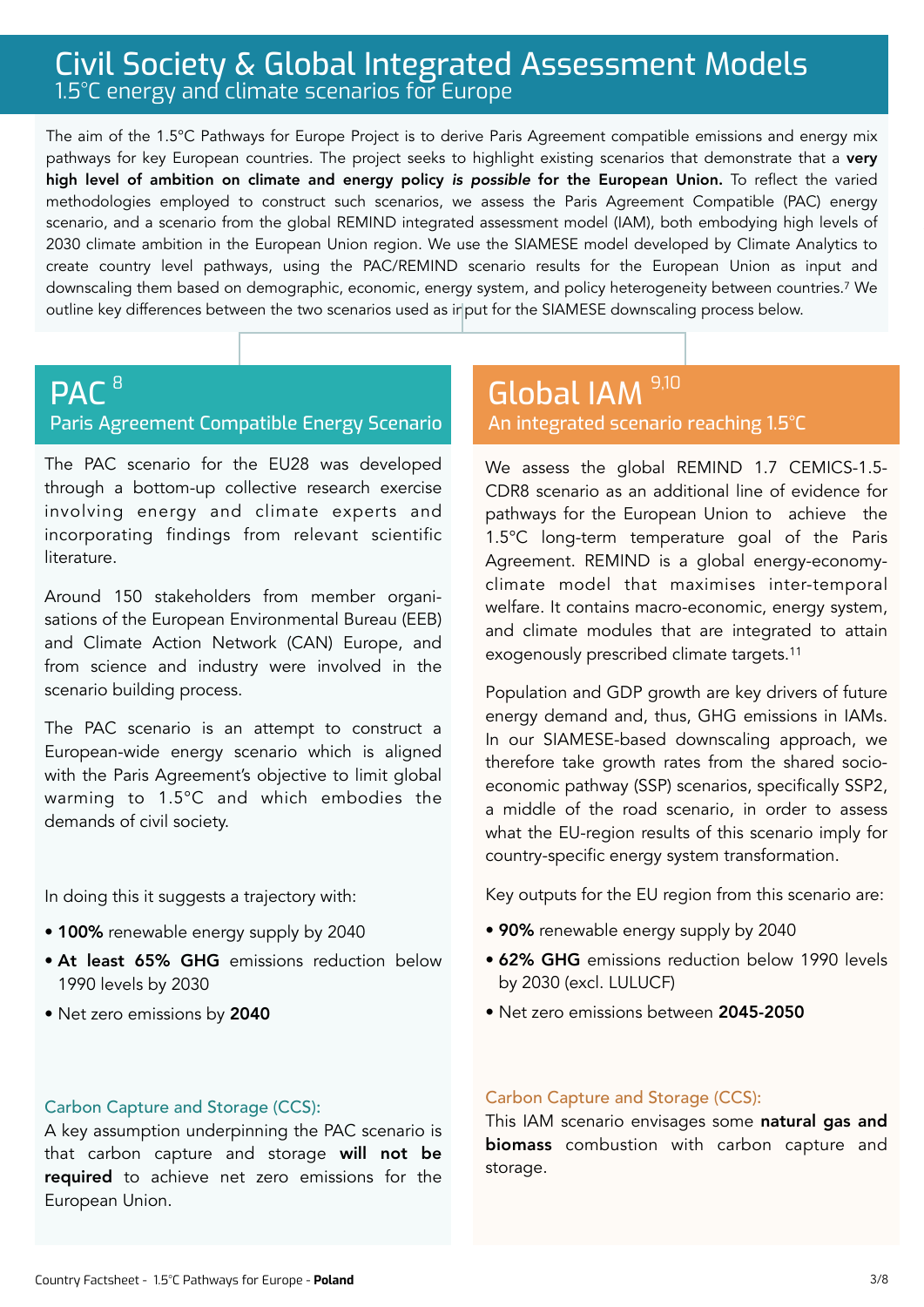# Civil Society & Global Integrated Assessment Models

## 1.5°C energy and climate scenarios for Europe

The aim of the 1.5°C Pathways for Europe Project is to derive Paris Agreement compatible emissions and energy mix pathways for key European countries. The project seeks to highlight existing scenarios that demonstrate that a **very high level of ambition on climate and energy policy *is possible* for the European Union.** To reflect the varied methodologies employed to construct such scenarios, we assess the Paris Agreement Compatible (PAC) energy scenario, and a scenario from the global REMIND integrated assessment model (IAM), both embodying high levels of 2030 climate ambition in the European Union region. We use the SIAMESE model developed by Climate Analytics to create country level pathways, using the PAC/REMIND scenario results for the European Union as input and downscaling them based on demographic, economic, energy system, and policy heterogeneity between countries.[7] We outline key differences between the two scenarios used as input for the SIAMESE downscaling process below.

## PAC [8]

### Paris Agreement Compatible Energy Scenario

The PAC scenario for the EU28 was developed through a bottom-up collective research exercise involving energy and climate experts and incorporating findings from relevant scientific literature.

Around 150 stakeholders from member organisations of the European Environmental Bureau (EEB) and Climate Action Network (CAN) Europe, and from science and industry were involved in the scenario building process.

The PAC scenario is an attempt to construct a European-wide energy scenario which is aligned with the Paris Agreement's objective to limit global warming to 1.5°C and which embodies the demands of civil society.

In doing this it suggests a trajectory with:

- **100%** renewable energy supply by 2040
- **At least 65% GHG** emissions reduction below 1990 levels by 2030
- Net zero emissions by **2040**

#### Carbon Capture and Storage (CCS):

A key assumption underpinning the PAC scenario is that carbon capture and storage **will not be required** to achieve net zero emissions for the European Union.

## Global IAM [9,10]

### An integrated scenario reaching 1.5°C

We assess the global REMIND 1.7 CEMICS-1.5-CDR8 scenario as an additional line of evidence for pathways for the European Union to achieve the 1.5°C long-term temperature goal of the Paris Agreement. REMIND is a global energy-economy-climate model that maximises inter-temporal welfare. It contains macro-economic, energy system, and climate modules that are integrated to attain exogenously prescribed climate targets.[11]

Population and GDP growth are key drivers of future energy demand and, thus, GHG emissions in IAMs. In our SIAMESE-based downscaling approach, we therefore take growth rates from the shared socio-economic pathway (SSP) scenarios, specifically SSP2, a middle of the road scenario, in order to assess what the EU-region results of this scenario imply for country-specific energy system transformation.

Key outputs for the EU region from this scenario are:

- **90%** renewable energy supply by 2040
- **62% GHG** emissions reduction below 1990 levels by 2030 (excl. LULUCF)
- Net zero emissions between **2045-2050**

#### Carbon Capture and Storage (CCS):

This IAM scenario envisages some **natural gas and biomass** combustion with carbon capture and storage.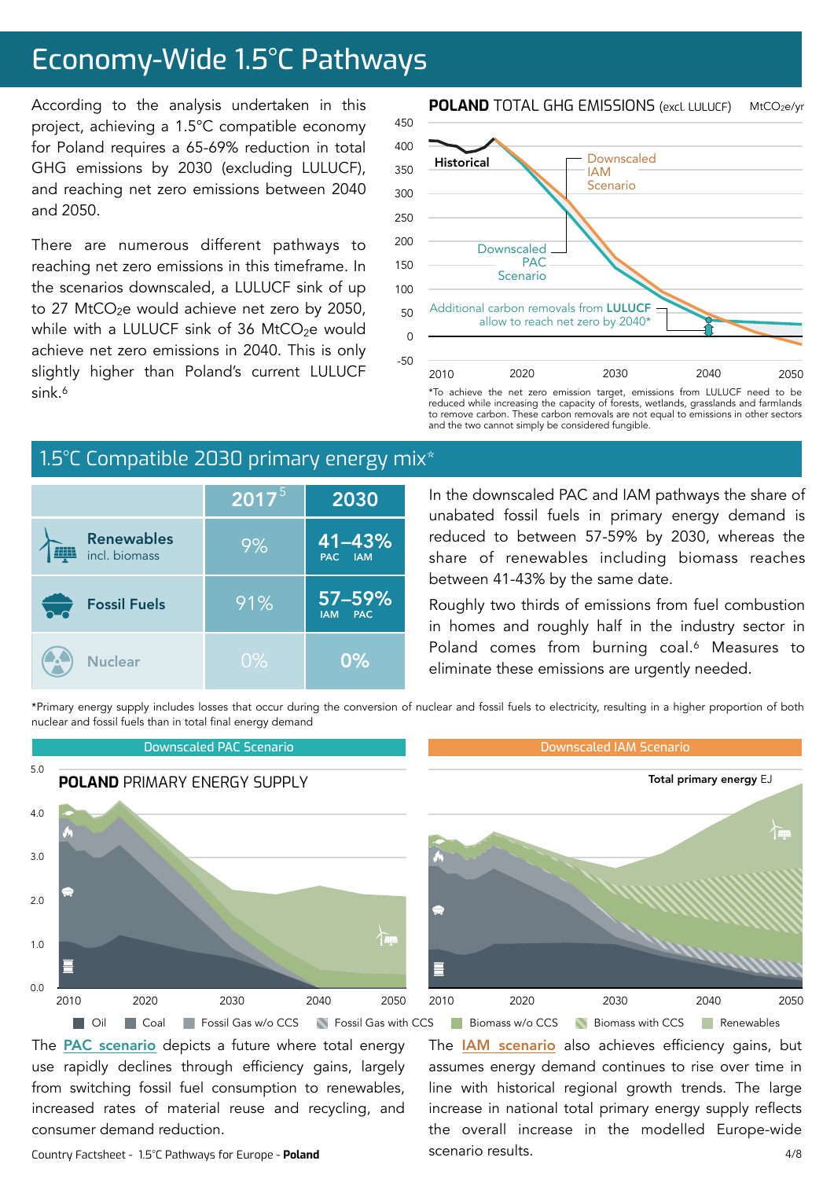# Economy-Wide 1.5°C Pathways

According to the analysis undertaken in this project, achieving a 1.5°C compatible economy for Poland requires a 65-69% reduction in total GHG emissions by 2030 (excluding LULUCF), and reaching net zero emissions between 2040 and 2050.

There are numerous different pathways to reaching net zero emissions in this timeframe. In the scenarios downscaled, a LULUCF sink of up to 27 $MtCO_2e$ would achieve net zero by 2050, while with a LULUCF sink of 36 $MtCO_2e$ would achieve net zero emissions in 2040. This is only slightly higher than Poland's current LULUCF sink.[6]

**POLAND** TOTAL GHG EMISSIONS (excl. LULUCF) $MtCO_2e$/yr

Historical

Downscaled IAM Scenario

Downscaled PAC Scenario

Additional carbon removals from **LULUCF** allow to reach net zero by 2040*

*To achieve the net zero emission target, emissions from LULUCF need to be reduced while increasing the capacity of forests, wetlands, grasslands and farmlands to remove carbon. These carbon removals are not equal to emissions in other sectors and the two cannot simply be considered fungible.

## 1.5°C Compatible 2030 primary energy mix*

| | 2017[5] | 2030 |
|---|---|---|
| **Renewables** incl. biomass | 9% | **41–43%** (PAC – IAM) |
| **Fossil Fuels** | 91% | **57–59%** (IAM – PAC) |
| **Nuclear** | 0% | **0%** |

In the downscaled PAC and IAM pathways the share of unabated fossil fuels in primary energy demand is reduced to between 57-59% by 2030, whereas the share of renewables including biomass reaches between 41-43% by the same date.

Roughly two thirds of emissions from fuel combustion in homes and roughly half in the industry sector in Poland comes from burning coal.[6] Measures to eliminate these emissions are urgently needed.

*Primary energy supply includes losses that occur during the conversion of nuclear and fossil fuels to electricity, resulting in a higher proportion of both nuclear and fossil fuels than in total final energy demand

**POLAND** PRIMARY ENERGY SUPPLY — Downscaled PAC Scenario / Downscaled IAM Scenario

Total primary energy EJ

Oil | Coal | Fossil Gas w/o CCS | Fossil Gas with CCS | Biomass w/o CCS | Biomass with CCS | Renewables

The PAC scenario depicts a future where total energy use rapidly declines through efficiency gains, largely from switching fossil fuel consumption to renewables, increased rates of material reuse and recycling, and consumer demand reduction.

The IAM scenario also achieves efficiency gains, but assumes energy demand continues to rise over time in line with historical regional growth trends. The large increase in national total primary energy supply reflects the overall increase in the modelled Europe-wide scenario results.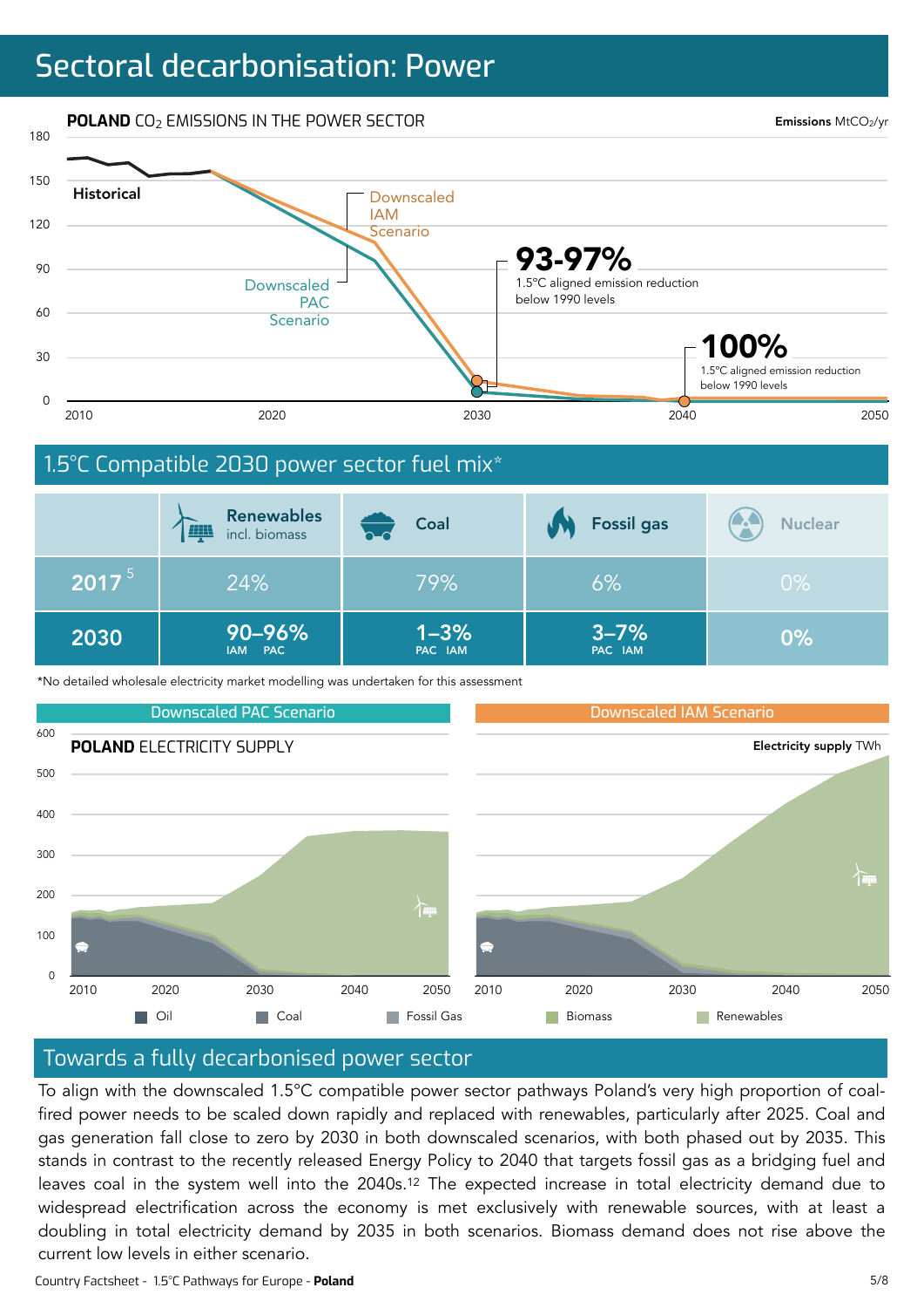# Sectoral decarbonisation: Power

**POLAND** $CO_2$ EMISSIONS IN THE POWER SECTOR

**Emissions** $MtCO_2/yr$

Historical

Downscaled IAM Scenario

Downscaled PAC Scenario

**93-97%** 1.5°C aligned emission reduction below 1990 levels

**100%** 1.5°C aligned emission reduction below 1990 levels

## 1.5°C Compatible 2030 power sector fuel mix*

| | Renewables incl. biomass | Coal | Fossil gas | Nuclear |
|---|---|---|---|---|
| 2017 [5] | 24% | 79% | 6% | 0% |
| 2030 | 90–96% (IAM PAC) | 1–3% (PAC IAM) | 3–7% (PAC IAM) | 0% |

*No detailed wholesale electricity market modelling was undertaken for this assessment

Downscaled PAC Scenario | Downscaled IAM Scenario

**POLAND** ELECTRICITY SUPPLY

**Electricity supply** TWh

Oil | Coal | Fossil Gas | Biomass | Renewables

## Towards a fully decarbonised power sector

To align with the downscaled 1.5°C compatible power sector pathways Poland's very high proportion of coal-fired power needs to be scaled down rapidly and replaced with renewables, particularly after 2025. Coal and gas generation fall close to zero by 2030 in both downscaled scenarios, with both phased out by 2035. This stands in contrast to the recently released Energy Policy to 2040 that targets fossil gas as a bridging fuel and leaves coal in the system well into the 2040s.[12] The expected increase in total electricity demand due to widespread electrification across the economy is met exclusively with renewable sources, with at least a doubling in total electricity demand by 2035 in both scenarios. Biomass demand does not rise above the current low levels in either scenario.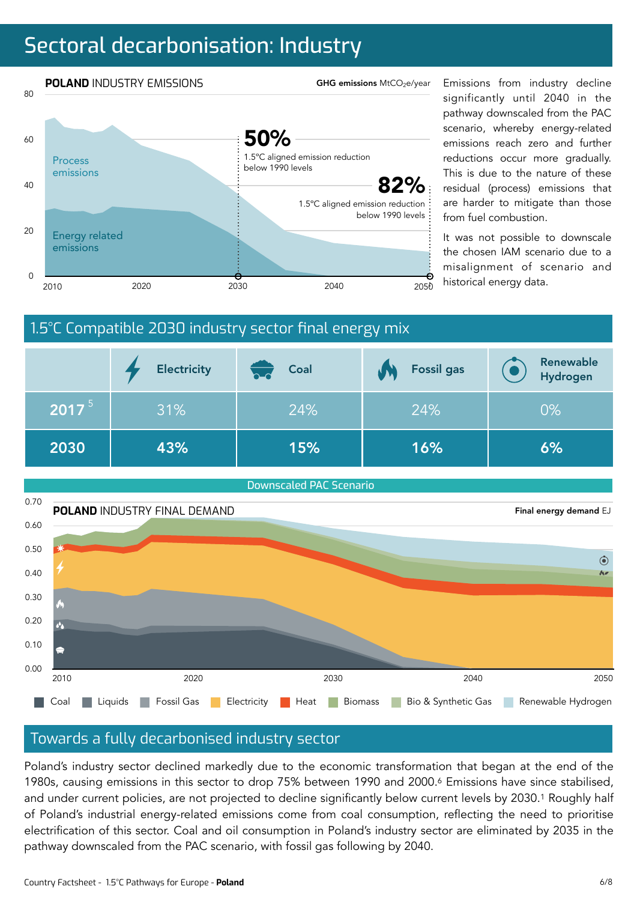# Sectoral decarbonisation: Industry

**POLAND** INDUSTRY EMISSIONS

**GHG emissions** $MtCO_2e/year$

Process emissions

Energy related emissions

**50%** 1.5°C aligned emission reduction below 1990 levels

**82%** 1.5°C aligned emission reduction below 1990 levels

Emissions from industry decline significantly until 2040 in the pathway downscaled from the PAC scenario, whereby energy-related emissions reach zero and further reductions occur more gradually. This is due to the nature of these residual (process) emissions that are harder to mitigate than those from fuel combustion.

It was not possible to downscale the chosen IAM scenario due to a misalignment of scenario and historical energy data.

## 1.5°C Compatible 2030 industry sector final energy mix

| | Electricity | Coal | Fossil gas | Renewable Hydrogen |
|---|---|---|---|---|
| **2017** [5] | 31% | 24% | 24% | 0% |
| **2030** | **43%** | **15%** | **16%** | **6%** |

Downscaled PAC Scenario

**POLAND** INDUSTRY FINAL DEMAND

**Final energy demand** EJ

Coal | Liquids | Fossil Gas | Electricity | Heat | Biomass | Bio & Synthetic Gas | Renewable Hydrogen

## Towards a fully decarbonised industry sector

Poland's industry sector declined markedly due to the economic transformation that began at the end of the 1980s, causing emissions in this sector to drop 75% between 1990 and 2000.[6] Emissions have since stabilised, and under current policies, are not projected to decline significantly below current levels by 2030.[1] Roughly half of Poland's industrial energy-related emissions come from coal consumption, reflecting the need to prioritise electrification of this sector. Coal and oil consumption in Poland's industry sector are eliminated by 2035 in the pathway downscaled from the PAC scenario, with fossil gas following by 2040.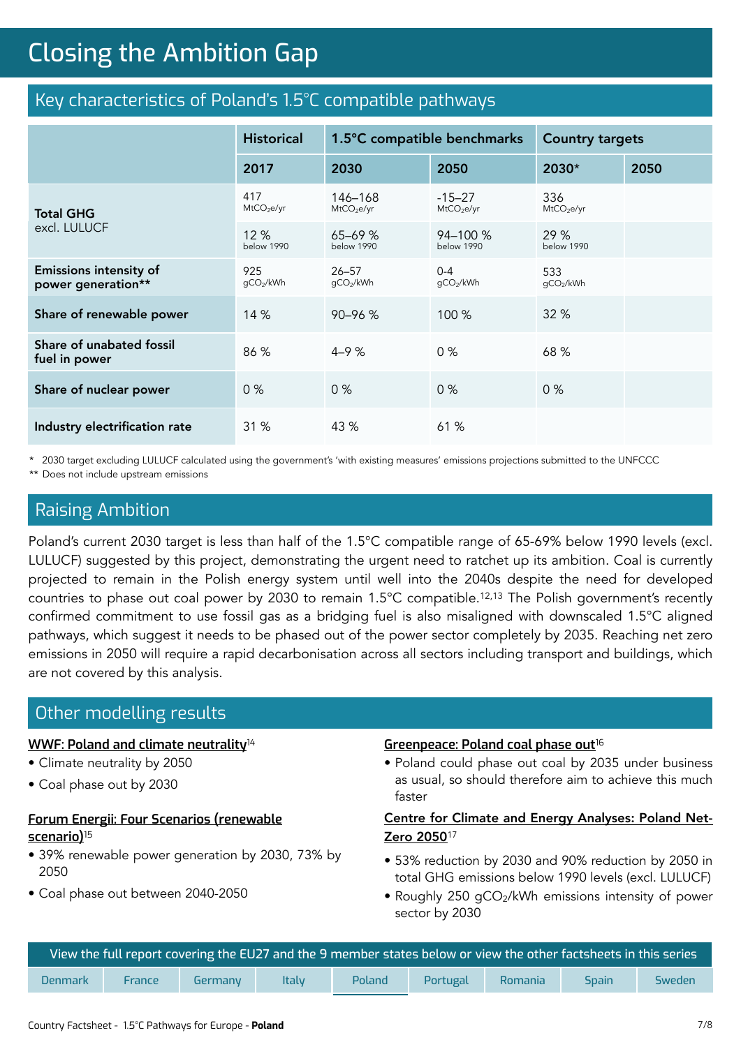# Closing the Ambition Gap

## Key characteristics of Poland's 1.5°C compatible pathways

| | Historical | 1.5°C compatible benchmarks | | Country targets | |
|---|---|---|---|---|---|
| | 2017 | 2030 | 2050 | 2030* | 2050 |
| Total GHG excl. LULUCF | 417 $MtCO_2e/yr$ | 146–168 $MtCO_2e/yr$ | -15–27 $MtCO_2e/yr$ | 336 $MtCO_2e/yr$ | |
| | 12 % below 1990 | 65–69 % below 1990 | 94–100 % below 1990 | 29 % below 1990 | |
| Emissions intensity of power generation** | 925 $gCO_2/kWh$ | 26–57 $gCO_2/kWh$ | 0-4 $gCO_2/kWh$ | 533 $gCO_2/kWh$ | |
| Share of renewable power | 14 % | 90–96 % | 100 % | 32 % | |
| Share of unabated fossil fuel in power | 86 % | 4–9 % | 0 % | 68 % | |
| Share of nuclear power | 0 % | 0 % | 0 % | 0 % | |
| Industry electrification rate | 31 % | 43 % | 61 % | | |

\* 2030 target excluding LULUCF calculated using the government's 'with existing measures' emissions projections submitted to the UNFCCC

\*\* Does not include upstream emissions

## Raising Ambition

Poland's current 2030 target is less than half of the 1.5°C compatible range of 65-69% below 1990 levels (excl. LULUCF) suggested by this project, demonstrating the urgent need to ratchet up its ambition. Coal is currently projected to remain in the Polish energy system until well into the 2040s despite the need for developed countries to phase out coal power by 2030 to remain 1.5°C compatible.[12,13] The Polish government's recently confirmed commitment to use fossil gas as a bridging fuel is also misaligned with downscaled 1.5°C aligned pathways, which suggest it needs to be phased out of the power sector completely by 2035. Reaching net zero emissions in 2050 will require a rapid decarbonisation across all sectors including transport and buildings, which are not covered by this analysis.

## Other modelling results

**WWF: Poland and climate neutrality**[14]

- Climate neutrality by 2050
- Coal phase out by 2030

**Forum Energii: Four Scenarios (renewable scenario)**[15]

- 39% renewable power generation by 2030, 73% by 2050
- Coal phase out between 2040-2050

**Greenpeace: Poland coal phase out**[16]

- Poland could phase out coal by 2035 under business as usual, so should therefore aim to achieve this much faster

**Centre for Climate and Energy Analyses: Poland Net-Zero 2050**[17]

- 53% reduction by 2030 and 90% reduction by 2050 in total GHG emissions below 1990 levels (excl. LULUCF)
- Roughly 250 $gCO_2/kWh$ emissions intensity of power sector by 2030

View the full report covering the EU27 and the 9 member states below or view the other factsheets in this series

| Denmark | France | Germany | Italy | Poland | Portugal | Romania | Spain | Sweden |
|---|---|---|---|---|---|---|---|---|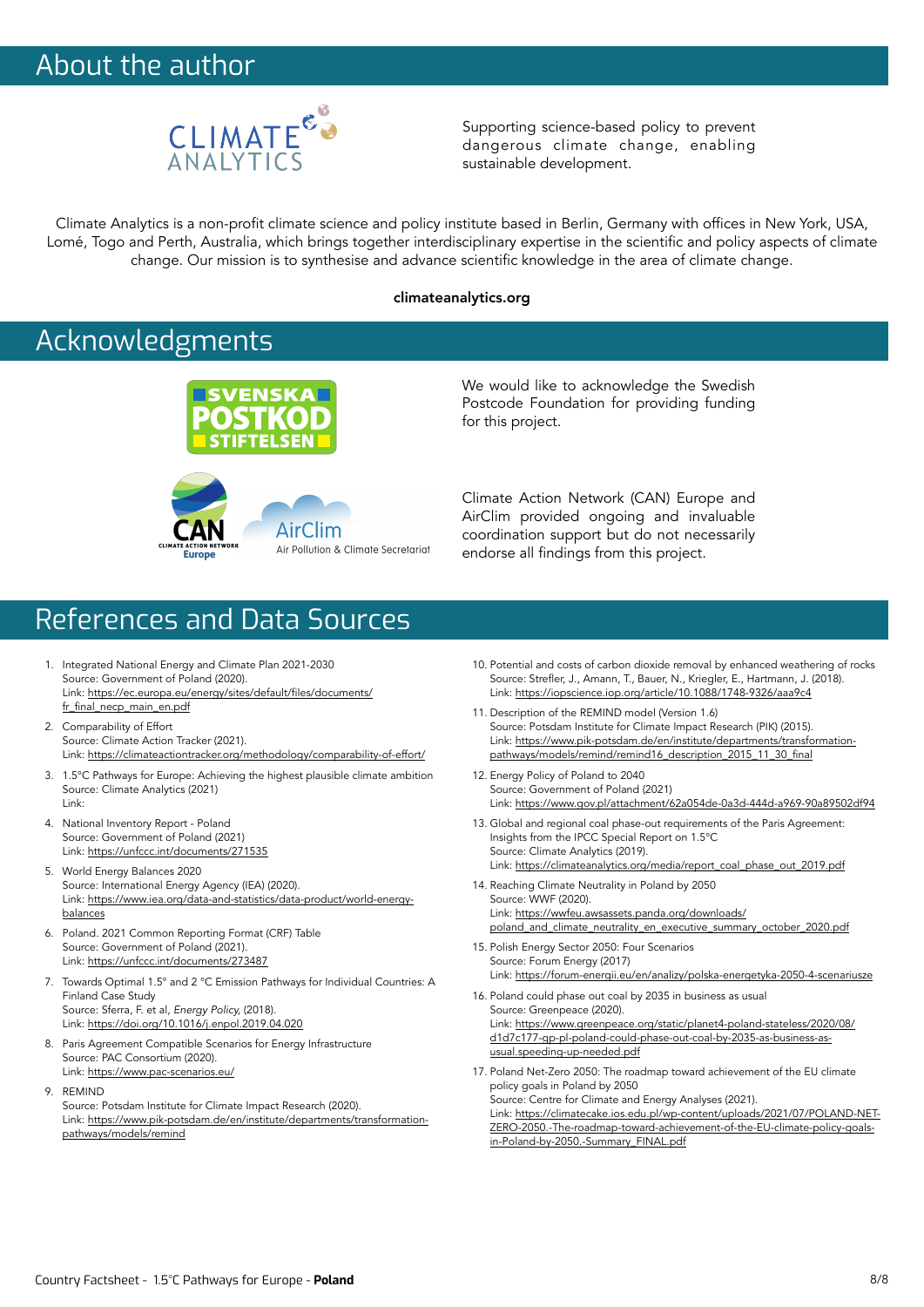# About the author

CLIMATE ANALYTICS

Supporting science-based policy to prevent dangerous climate change, enabling sustainable development.

Climate Analytics is a non-profit climate science and policy institute based in Berlin, Germany with offices in New York, USA, Lomé, Togo and Perth, Australia, which brings together interdisciplinary expertise in the scientific and policy aspects of climate change. Our mission is to synthesise and advance scientific knowledge in the area of climate change.

**climateanalytics.org**

# Acknowledgments

We would like to acknowledge the Swedish Postcode Foundation for providing funding for this project.

Climate Action Network (CAN) Europe and AirClim provided ongoing and invaluable coordination support but do not necessarily endorse all findings from this project.

# References and Data Sources

1. Integrated National Energy and Climate Plan 2021-2030
   Source: Government of Poland (2020).
   Link: https://ec.europa.eu/energy/sites/default/files/documents/fr_final_necp_main_en.pdf
2. Comparability of Effort
   Source: Climate Action Tracker (2021).
   Link: https://climateactiontracker.org/methodology/comparability-of-effort/
3. 1.5°C Pathways for Europe: Achieving the highest plausible climate ambition
   Source: Climate Analytics (2021)
   Link:
4. National Inventory Report - Poland
   Source: Government of Poland (2021)
   Link: https://unfccc.int/documents/271535
5. World Energy Balances 2020
   Source: International Energy Agency (IEA) (2020).
   Link: https://www.iea.org/data-and-statistics/data-product/world-energy-balances
6. Poland. 2021 Common Reporting Format (CRF) Table
   Source: Government of Poland (2021).
   Link: https://unfccc.int/documents/273487
7. Towards Optimal 1.5° and 2 °C Emission Pathways for Individual Countries: A Finland Case Study
   Source: Sferra, F. et al, *Energy Policy*, (2018).
   Link: https://doi.org/10.1016/j.enpol.2019.04.020
8. Paris Agreement Compatible Scenarios for Energy Infrastructure
   Source: PAC Consortium (2020).
   Link: https://www.pac-scenarios.eu/
9. REMIND
   Source: Potsdam Institute for Climate Impact Research (2020).
   Link: https://www.pik-potsdam.de/en/institute/departments/transformation-pathways/models/remind
10. Potential and costs of carbon dioxide removal by enhanced weathering of rocks
    Source: Strefler, J., Amann, T., Bauer, N., Kriegler, E., Hartmann, J. (2018).
    Link: https://iopscience.iop.org/article/10.1088/1748-9326/aaa9c4
11. Description of the REMIND model (Version 1.6)
    Source: Potsdam Institute for Climate Impact Research (PIK) (2015).
    Link: https://www.pik-potsdam.de/en/institute/departments/transformation-pathways/models/remind/remind16_description_2015_11_30_final
12. Energy Policy of Poland to 2040
    Source: Government of Poland (2021)
    Link: https://www.gov.pl/attachment/62a054de-0a3d-444d-a969-90a89502df94
13. Global and regional coal phase-out requirements of the Paris Agreement: Insights from the IPCC Special Report on 1.5°C
    Source: Climate Analytics (2019).
    Link: https://climateanalytics.org/media/report_coal_phase_out_2019.pdf
14. Reaching Climate Neutrality in Poland by 2050
    Source: WWF (2020).
    Link: https://wwfeu.awsassets.panda.org/downloads/poland_and_climate_neutrality_en_executive_summary_october_2020.pdf
15. Polish Energy Sector 2050: Four Scenarios
    Source: Forum Energy (2017)
    Link: https://forum-energii.eu/en/analizy/polska-energetyka-2050-4-scenariusze
16. Poland could phase out coal by 2035 in business as usual
    Source: Greenpeace (2020).
    Link: https://www.greenpeace.org/static/planet4-poland-stateless/2020/08/d1d7c177-gp-pl-poland-could-phase-out-coal-by-2035-as-business-as-usual.speeding-up-needed.pdf
17. Poland Net-Zero 2050: The roadmap toward achievement of the EU climate policy goals in Poland by 2050
    Source: Centre for Climate and Energy Analyses (2021).
    Link: https://climatecake.ios.edu.pl/wp-content/uploads/2021/07/POLAND-NET-ZERO-2050.-The-roadmap-toward-achievement-of-the-EU-climate-policy-goals-in-Poland-by-2050.-Summary_FINAL.pdf